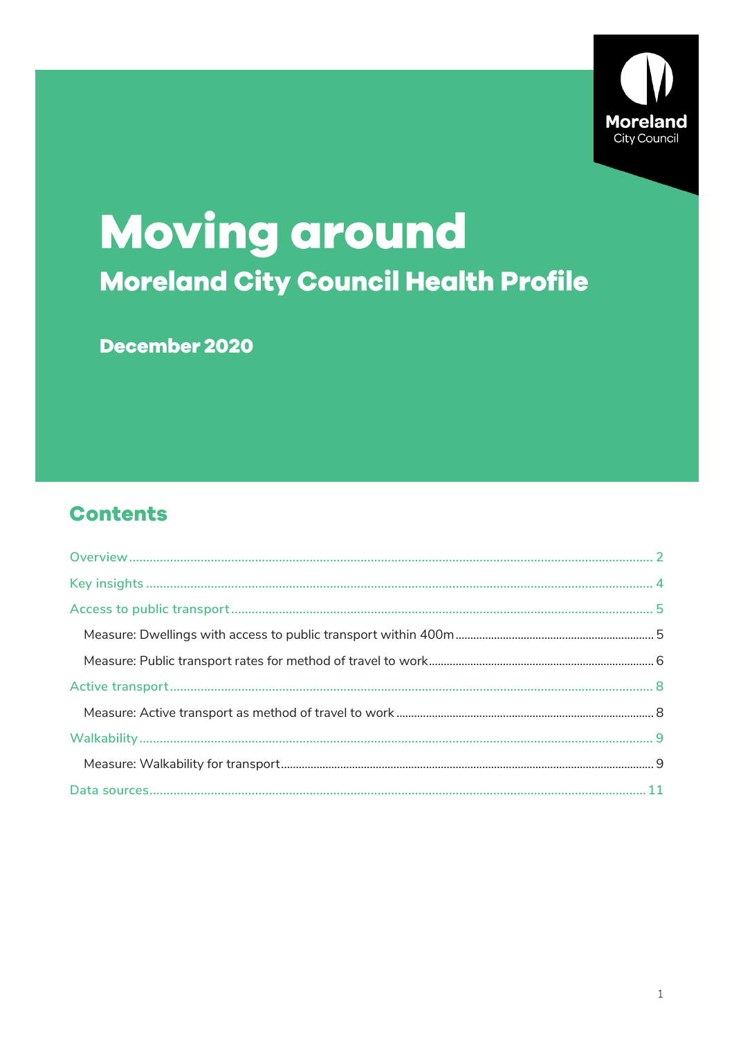Moreland City Council

# Moving around

## Moreland City Council Health Profile

**December 2020**

## Contents

Overview ..... 2

Key insights ..... 4

Access to public transport ..... 5

- Measure: Dwellings with access to public transport within 400m ..... 5
- Measure: Public transport rates for method of travel to work ..... 6

Active transport ..... 8

- Measure: Active transport as method of travel to work ..... 8

Walkability ..... 9

- Measure: Walkability for transport ..... 9

Data sources ..... 11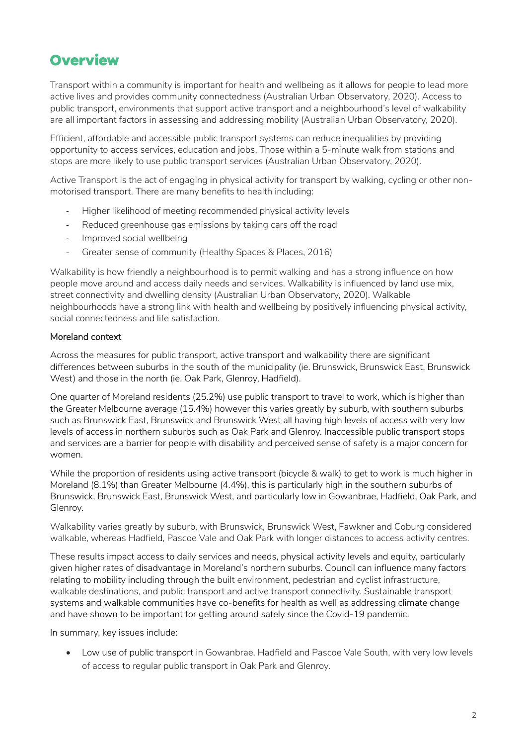# Overview

Transport within a community is important for health and wellbeing as it allows for people to lead more active lives and provides community connectedness (Australian Urban Observatory, 2020). Access to public transport, environments that support active transport and a neighbourhood's level of walkability are all important factors in assessing and addressing mobility (Australian Urban Observatory, 2020).

Efficient, affordable and accessible public transport systems can reduce inequalities by providing opportunity to access services, education and jobs. Those within a 5-minute walk from stations and stops are more likely to use public transport services (Australian Urban Observatory, 2020).

Active Transport is the act of engaging in physical activity for transport by walking, cycling or other non-motorised transport. There are many benefits to health including:

- Higher likelihood of meeting recommended physical activity levels
- Reduced greenhouse gas emissions by taking cars off the road
- Improved social wellbeing
- Greater sense of community (Healthy Spaces & Places, 2016)

Walkability is how friendly a neighbourhood is to permit walking and has a strong influence on how people move around and access daily needs and services. Walkability is influenced by land use mix, street connectivity and dwelling density (Australian Urban Observatory, 2020). Walkable neighbourhoods have a strong link with health and wellbeing by positively influencing physical activity, social connectedness and life satisfaction.

## Moreland context

Across the measures for public transport, active transport and walkability there are significant differences between suburbs in the south of the municipality (ie. Brunswick, Brunswick East, Brunswick West) and those in the north (ie. Oak Park, Glenroy, Hadfield).

One quarter of Moreland residents (25.2%) use public transport to travel to work, which is higher than the Greater Melbourne average (15.4%) however this varies greatly by suburb, with southern suburbs such as Brunswick East, Brunswick and Brunswick West all having high levels of access with very low levels of access in northern suburbs such as Oak Park and Glenroy. Inaccessible public transport stops and services are a barrier for people with disability and perceived sense of safety is a major concern for women.

While the proportion of residents using active transport (bicycle & walk) to get to work is much higher in Moreland (8.1%) than Greater Melbourne (4.4%), this is particularly high in the southern suburbs of Brunswick, Brunswick East, Brunswick West, and particularly low in Gowanbrae, Hadfield, Oak Park, and Glenroy.

Walkability varies greatly by suburb, with Brunswick, Brunswick West, Fawkner and Coburg considered walkable, whereas Hadfield, Pascoe Vale and Oak Park with longer distances to access activity centres.

These results impact access to daily services and needs, physical activity levels and equity, particularly given higher rates of disadvantage in Moreland's northern suburbs. Council can influence many factors relating to mobility including through the built environment, pedestrian and cyclist infrastructure, walkable destinations, and public transport and active transport connectivity. Sustainable transport systems and walkable communities have co-benefits for health as well as addressing climate change and have shown to be important for getting around safely since the Covid-19 pandemic.

In summary, key issues include:

- Low use of public transport in Gowanbrae, Hadfield and Pascoe Vale South, with very low levels of access to regular public transport in Oak Park and Glenroy.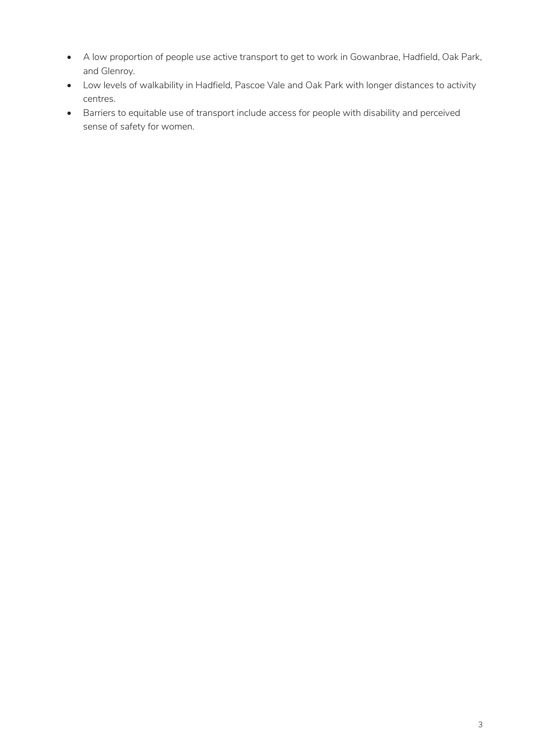- A low proportion of people use active transport to get to work in Gowanbrae, Hadfield, Oak Park, and Glenroy.
- Low levels of walkability in Hadfield, Pascoe Vale and Oak Park with longer distances to activity centres.
- Barriers to equitable use of transport include access for people with disability and perceived sense of safety for women.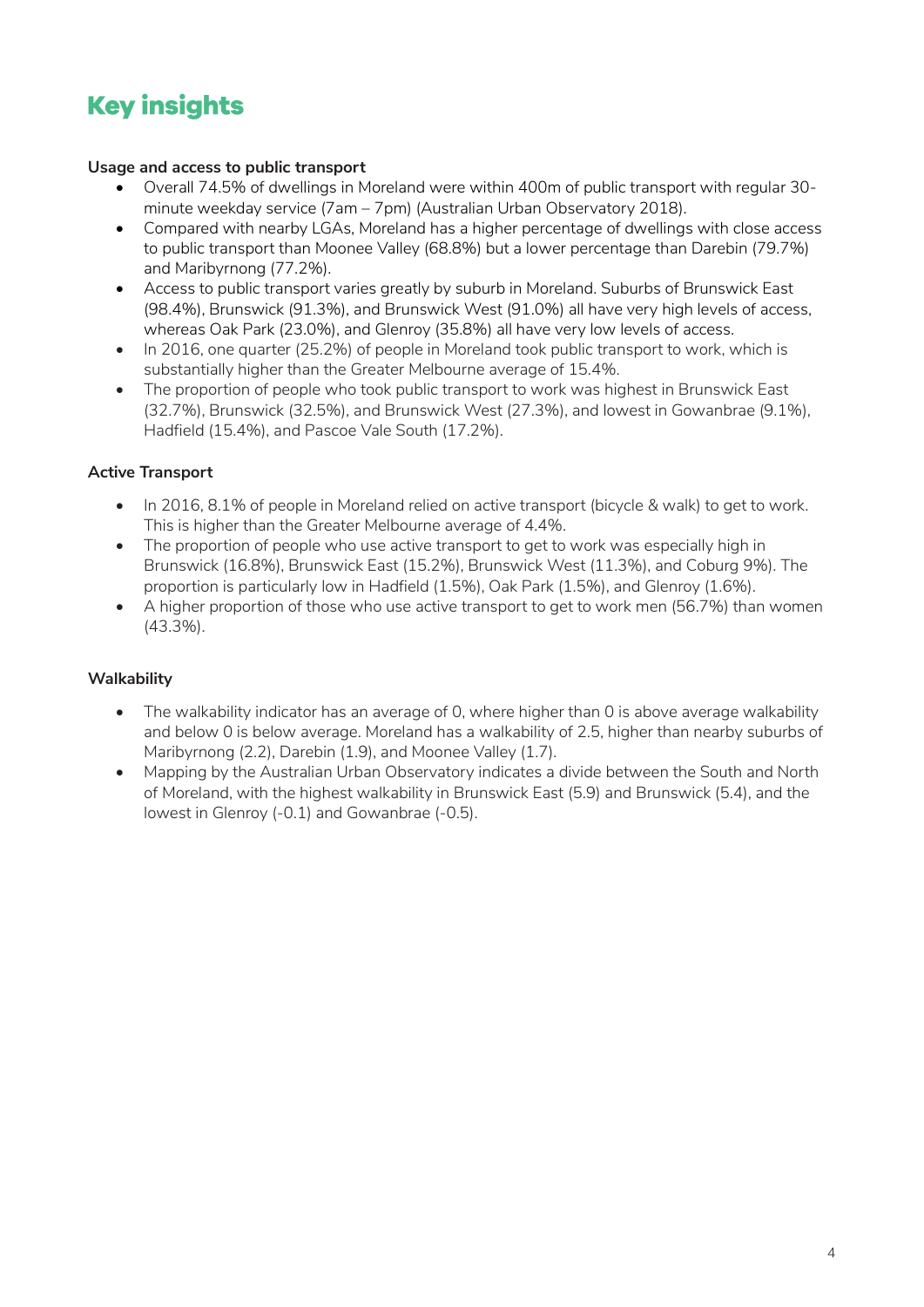# Key insights

**Usage and access to public transport**

- Overall 74.5% of dwellings in Moreland were within 400m of public transport with regular 30-minute weekday service (7am – 7pm) (Australian Urban Observatory 2018).
- Compared with nearby LGAs, Moreland has a higher percentage of dwellings with close access to public transport than Moonee Valley (68.8%) but a lower percentage than Darebin (79.7%) and Maribyrnong (77.2%).
- Access to public transport varies greatly by suburb in Moreland. Suburbs of Brunswick East (98.4%), Brunswick (91.3%), and Brunswick West (91.0%) all have very high levels of access, whereas Oak Park (23.0%), and Glenroy (35.8%) all have very low levels of access.
- In 2016, one quarter (25.2%) of people in Moreland took public transport to work, which is substantially higher than the Greater Melbourne average of 15.4%.
- The proportion of people who took public transport to work was highest in Brunswick East (32.7%), Brunswick (32.5%), and Brunswick West (27.3%), and lowest in Gowanbrae (9.1%), Hadfield (15.4%), and Pascoe Vale South (17.2%).

**Active Transport**

- In 2016, 8.1% of people in Moreland relied on active transport (bicycle & walk) to get to work. This is higher than the Greater Melbourne average of 4.4%.
- The proportion of people who use active transport to get to work was especially high in Brunswick (16.8%), Brunswick East (15.2%), Brunswick West (11.3%), and Coburg 9%). The proportion is particularly low in Hadfield (1.5%), Oak Park (1.5%), and Glenroy (1.6%).
- A higher proportion of those who use active transport to get to work men (56.7%) than women (43.3%).

**Walkability**

- The walkability indicator has an average of 0, where higher than 0 is above average walkability and below 0 is below average. Moreland has a walkability of 2.5, higher than nearby suburbs of Maribyrnong (2.2), Darebin (1.9), and Moonee Valley (1.7).
- Mapping by the Australian Urban Observatory indicates a divide between the South and North of Moreland, with the highest walkability in Brunswick East (5.9) and Brunswick (5.4), and the lowest in Glenroy (-0.1) and Gowanbrae (-0.5).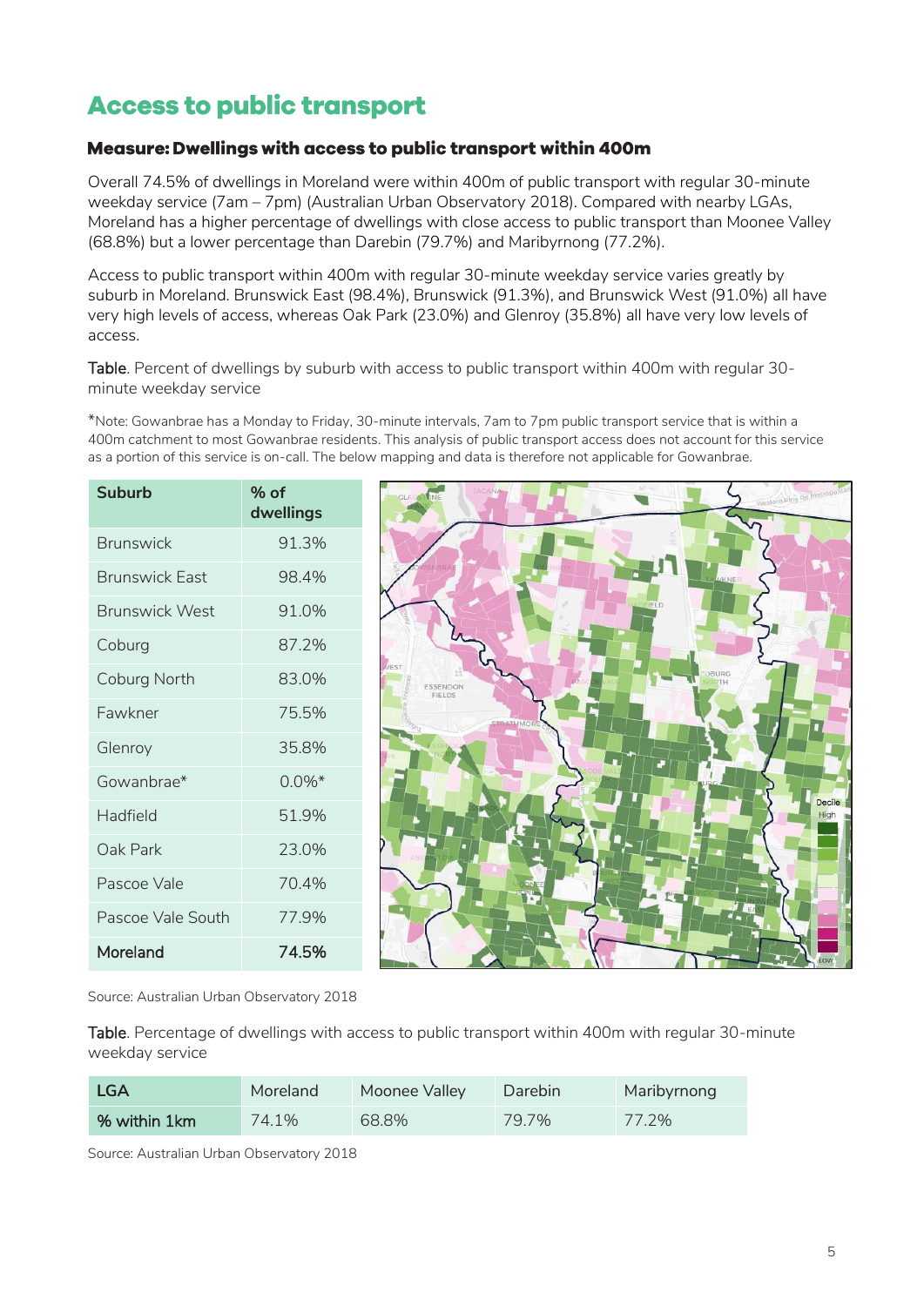# Access to public transport

### Measure: Dwellings with access to public transport within 400m

Overall 74.5% of dwellings in Moreland were within 400m of public transport with regular 30-minute weekday service (7am – 7pm) (Australian Urban Observatory 2018). Compared with nearby LGAs, Moreland has a higher percentage of dwellings with close access to public transport than Moonee Valley (68.8%) but a lower percentage than Darebin (79.7%) and Maribyrnong (77.2%).

Access to public transport within 400m with regular 30-minute weekday service varies greatly by suburb in Moreland. Brunswick East (98.4%), Brunswick (91.3%), and Brunswick West (91.0%) all have very high levels of access, whereas Oak Park (23.0%) and Glenroy (35.8%) all have very low levels of access.

Table. Percent of dwellings by suburb with access to public transport within 400m with regular 30-minute weekday service

*Note: Gowanbrae has a Monday to Friday, 30-minute intervals, 7am to 7pm public transport service that is within a 400m catchment to most Gowanbrae residents. This analysis of public transport access does not account for this service as a portion of this service is on-call. The below mapping and data is therefore not applicable for Gowanbrae.

| Suburb | % of dwellings |
|---|---|
| Brunswick | 91.3% |
| Brunswick East | 98.4% |
| Brunswick West | 91.0% |
| Coburg | 87.2% |
| Coburg North | 83.0% |
| Fawkner | 75.5% |
| Glenroy | 35.8% |
| Gowanbrae* | 0.0%* |
| Hadfield | 51.9% |
| Oak Park | 23.0% |
| Pascoe Vale | 70.4% |
| Pascoe Vale South | 77.9% |
| **Moreland** | **74.5%** |

Source: Australian Urban Observatory 2018

Table. Percentage of dwellings with access to public transport within 400m with regular 30-minute weekday service

| LGA | Moreland | Moonee Valley | Darebin | Maribyrnong |
|---|---|---|---|---|
| % within 1km | 74.1% | 68.8% | 79.7% | 77.2% |

Source: Australian Urban Observatory 2018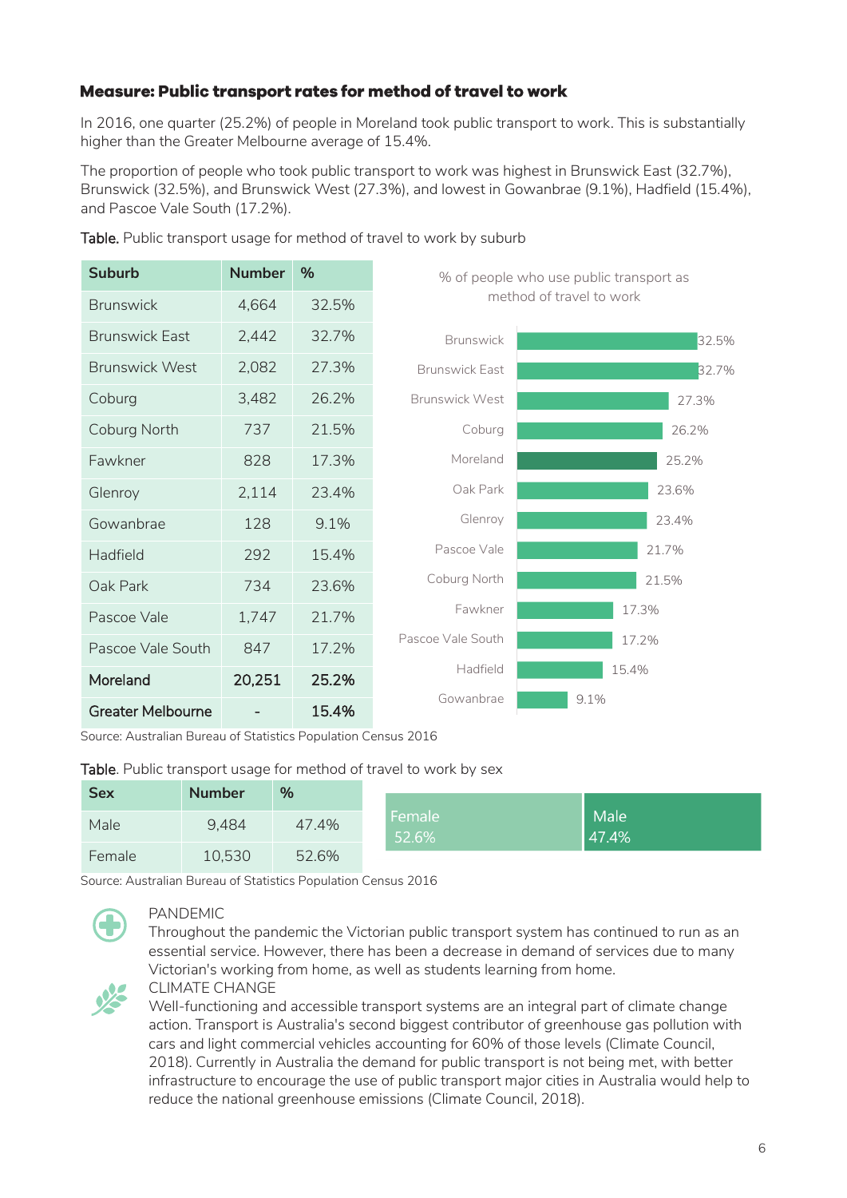### Measure: Public transport rates for method of travel to work

In 2016, one quarter (25.2%) of people in Moreland took public transport to work. This is substantially higher than the Greater Melbourne average of 15.4%.

The proportion of people who took public transport to work was highest in Brunswick East (32.7%), Brunswick (32.5%), and Brunswick West (27.3%), and lowest in Gowanbrae (9.1%), Hadfield (15.4%), and Pascoe Vale South (17.2%).

Table. Public transport usage for method of travel to work by suburb

| Suburb | Number | % |
|---|---|---|
| Brunswick | 4,664 | 32.5% |
| Brunswick East | 2,442 | 32.7% |
| Brunswick West | 2,082 | 27.3% |
| Coburg | 3,482 | 26.2% |
| Coburg North | 737 | 21.5% |
| Fawkner | 828 | 17.3% |
| Glenroy | 2,114 | 23.4% |
| Gowanbrae | 128 | 9.1% |
| Hadfield | 292 | 15.4% |
| Oak Park | 734 | 23.6% |
| Pascoe Vale | 1,747 | 21.7% |
| Pascoe Vale South | 847 | 17.2% |
| **Moreland** | **20,251** | **25.2%** |
| **Greater Melbourne** | **-** | **15.4%** |

% of people who use public transport as method of travel to work

| Suburb | % |
|---|---|
| Brunswick | 32.5% |
| Brunswick East | 32.7% |
| Brunswick West | 27.3% |
| Coburg | 26.2% |
| Moreland | 25.2% |
| Oak Park | 23.6% |
| Glenroy | 23.4% |
| Pascoe Vale | 21.7% |
| Coburg North | 21.5% |
| Fawkner | 17.3% |
| Pascoe Vale South | 17.2% |
| Hadfield | 15.4% |
| Gowanbrae | 9.1% |

Source: Australian Bureau of Statistics Population Census 2016

Table. Public transport usage for method of travel to work by sex

| Sex | Number | % |
|---|---|---|
| Male | 9,484 | 47.4% |
| Female | 10,530 | 52.6% |

Female 52.6% | Male 47.4%

Source: Australian Bureau of Statistics Population Census 2016

PANDEMIC

Throughout the pandemic the Victorian public transport system has continued to run as an essential service. However, there has been a decrease in demand of services due to many Victorian's working from home, as well as students learning from home.

CLIMATE CHANGE

Well-functioning and accessible transport systems are an integral part of climate change action. Transport is Australia's second biggest contributor of greenhouse gas pollution with cars and light commercial vehicles accounting for 60% of those levels (Climate Council, 2018). Currently in Australia the demand for public transport is not being met, with better infrastructure to encourage the use of public transport major cities in Australia would help to reduce the national greenhouse emissions (Climate Council, 2018).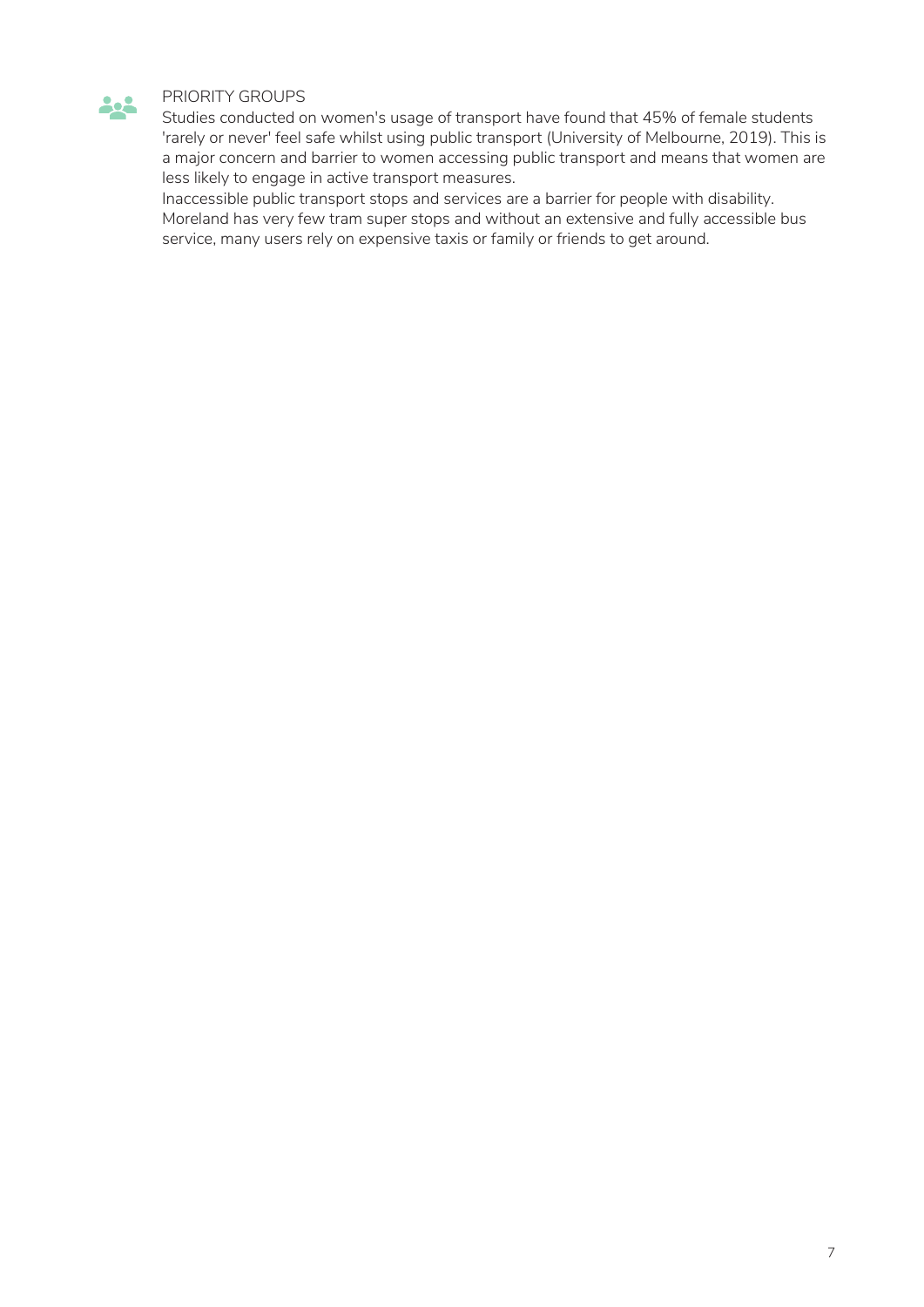## PRIORITY GROUPS

Studies conducted on women's usage of transport have found that 45% of female students 'rarely or never' feel safe whilst using public transport (University of Melbourne, 2019). This is a major concern and barrier to women accessing public transport and means that women are less likely to engage in active transport measures.

Inaccessible public transport stops and services are a barrier for people with disability. Moreland has very few tram super stops and without an extensive and fully accessible bus service, many users rely on expensive taxis or family or friends to get around.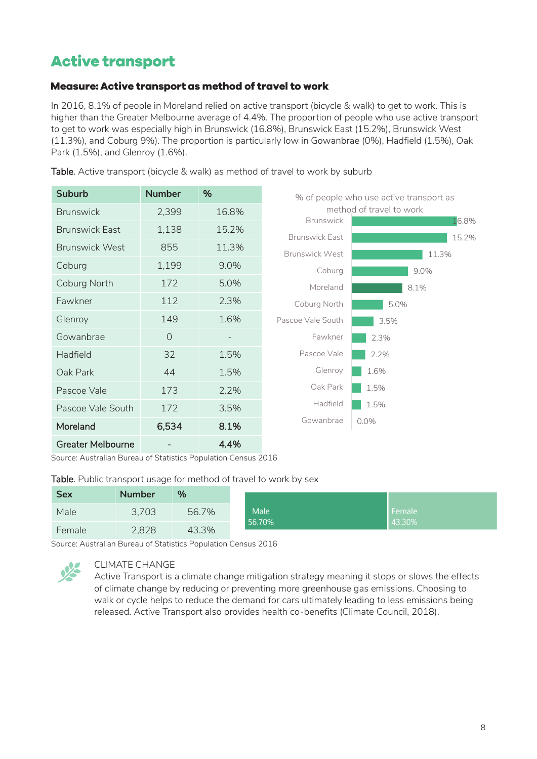# Active transport

### Measure: Active transport as method of travel to work

In 2016, 8.1% of people in Moreland relied on active transport (bicycle & walk) to get to work. This is higher than the Greater Melbourne average of 4.4%. The proportion of people who use active transport to get to work was especially high in Brunswick (16.8%), Brunswick East (15.2%), Brunswick West (11.3%), and Coburg 9%). The proportion is particularly low in Gowanbrae (0%), Hadfield (1.5%), Oak Park (1.5%), and Glenroy (1.6%).

**Table**. Active transport (bicycle & walk) as method of travel to work by suburb

| Suburb | Number | % |
|---|---|---|
| Brunswick | 2,399 | 16.8% |
| Brunswick East | 1,138 | 15.2% |
| Brunswick West | 855 | 11.3% |
| Coburg | 1,199 | 9.0% |
| Coburg North | 172 | 5.0% |
| Fawkner | 112 | 2.3% |
| Glenroy | 149 | 1.6% |
| Gowanbrae | 0 | - |
| Hadfield | 32 | 1.5% |
| Oak Park | 44 | 1.5% |
| Pascoe Vale | 173 | 2.2% |
| Pascoe Vale South | 172 | 3.5% |
| **Moreland** | **6,534** | **8.1%** |
| **Greater Melbourne** | **-** | **4.4%** |

% of people who use active transport as method of travel to work

| Suburb | % |
|---|---|
| Brunswick | 16.8% |
| Brunswick East | 15.2% |
| Brunswick West | 11.3% |
| Coburg | 9.0% |
| Moreland | 8.1% |
| Coburg North | 5.0% |
| Pascoe Vale South | 3.5% |
| Fawkner | 2.3% |
| Pascoe Vale | 2.2% |
| Glenroy | 1.6% |
| Oak Park | 1.5% |
| Hadfield | 1.5% |
| Gowanbrae | 0.0% |

Source: Australian Bureau of Statistics Population Census 2016

**Table**. Public transport usage for method of travel to work by sex

| Sex | Number | % |
|---|---|---|
| Male | 3,703 | 56.7% |
| Female | 2,828 | 43.3% |

Male 56.70% | Female 43.30%

Source: Australian Bureau of Statistics Population Census 2016

CLIMATE CHANGE

Active Transport is a climate change mitigation strategy meaning it stops or slows the effects of climate change by reducing or preventing more greenhouse gas emissions. Choosing to walk or cycle helps to reduce the demand for cars ultimately leading to less emissions being released. Active Transport also provides health co-benefits (Climate Council, 2018).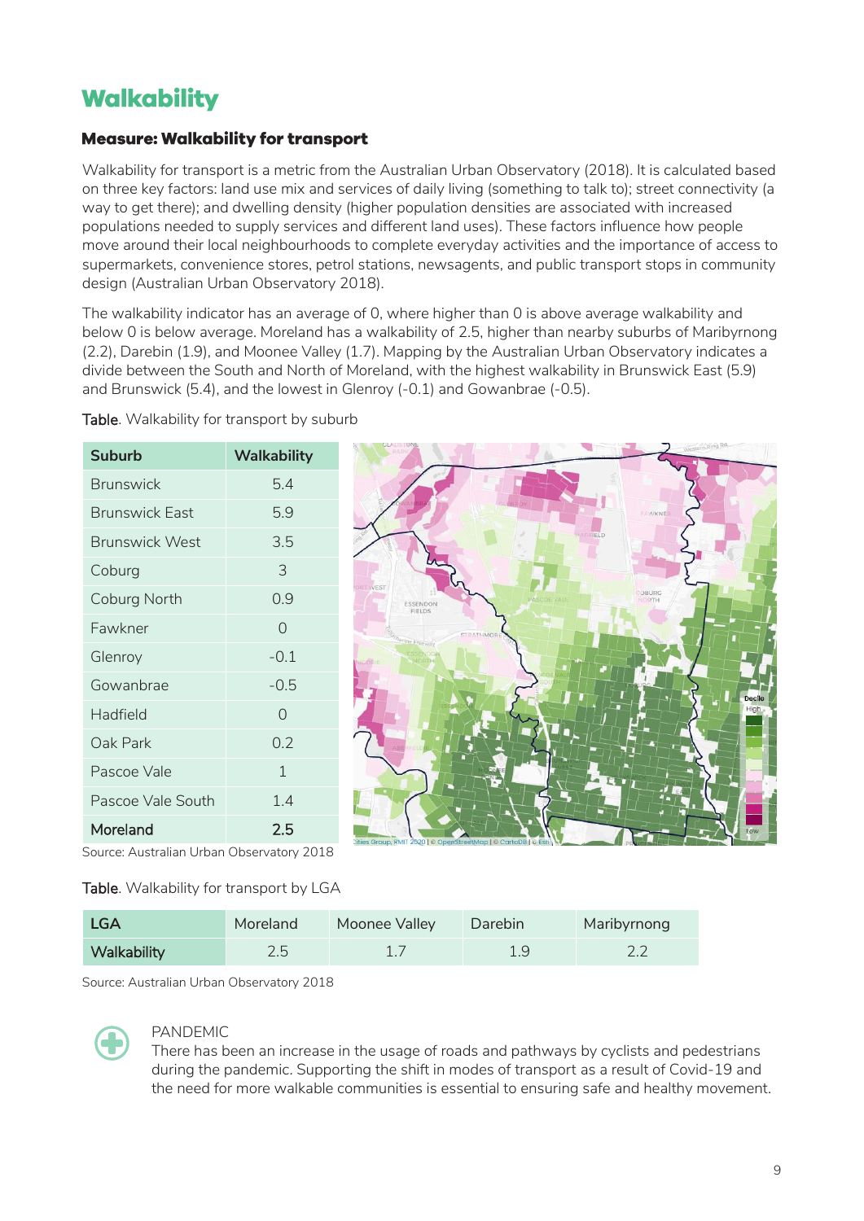# Walkability

## Measure: Walkability for transport

Walkability for transport is a metric from the Australian Urban Observatory (2018). It is calculated based on three key factors: land use mix and services of daily living (something to talk to); street connectivity (a way to get there); and dwelling density (higher population densities are associated with increased populations needed to supply services and different land uses). These factors influence how people move around their local neighbourhoods to complete everyday activities and the importance of access to supermarkets, convenience stores, petrol stations, newsagents, and public transport stops in community design (Australian Urban Observatory 2018).

The walkability indicator has an average of 0, where higher than 0 is above average walkability and below 0 is below average. Moreland has a walkability of 2.5, higher than nearby suburbs of Maribyrnong (2.2), Darebin (1.9), and Moonee Valley (1.7). Mapping by the Australian Urban Observatory indicates a divide between the South and North of Moreland, with the highest walkability in Brunswick East (5.9) and Brunswick (5.4), and the lowest in Glenroy (-0.1) and Gowanbrae (-0.5).

Table. Walkability for transport by suburb

| Suburb | Walkability |
|---|---|
| Brunswick | 5.4 |
| Brunswick East | 5.9 |
| Brunswick West | 3.5 |
| Coburg | 3 |
| Coburg North | 0.9 |
| Fawkner | 0 |
| Glenroy | -0.1 |
| Gowanbrae | -0.5 |
| Hadfield | 0 |
| Oak Park | 0.2 |
| Pascoe Vale | 1 |
| Pascoe Vale South | 1.4 |
| **Moreland** | **2.5** |

Source: Australian Urban Observatory 2018

Table. Walkability for transport by LGA

| LGA | Moreland | Moonee Valley | Darebin | Maribyrnong |
|---|---|---|---|---|
| Walkability | 2.5 | 1.7 | 1.9 | 2.2 |

Source: Australian Urban Observatory 2018

PANDEMIC

There has been an increase in the usage of roads and pathways by cyclists and pedestrians during the pandemic. Supporting the shift in modes of transport as a result of Covid-19 and the need for more walkable communities is essential to ensuring safe and healthy movement.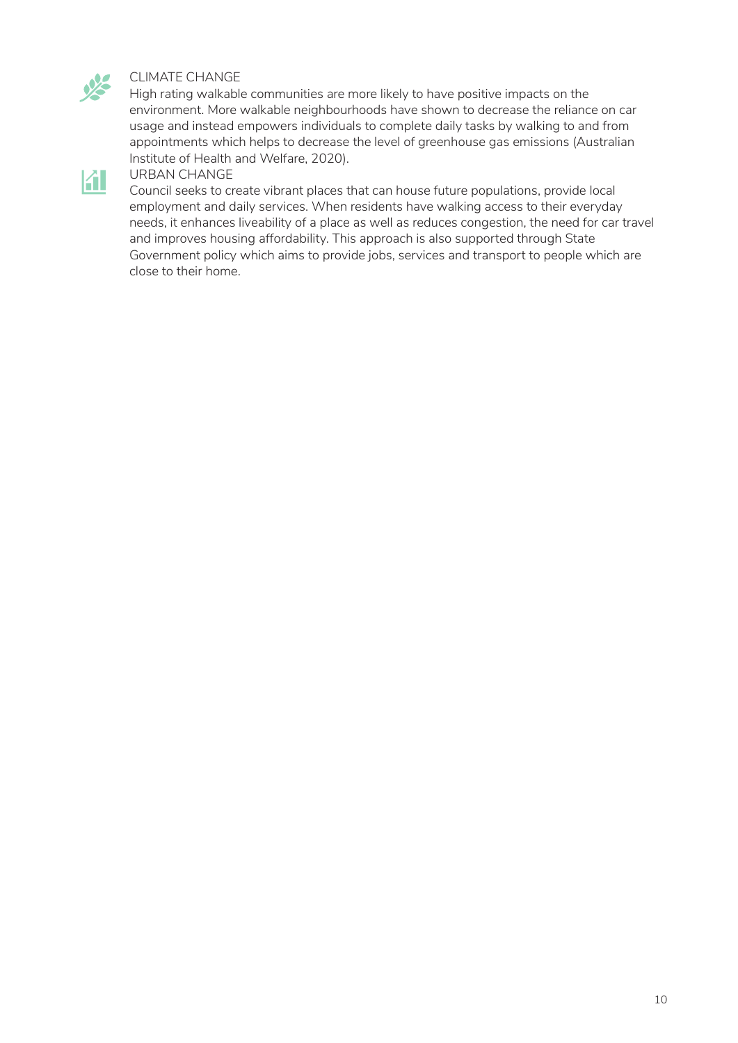### CLIMATE CHANGE

High rating walkable communities are more likely to have positive impacts on the environment. More walkable neighbourhoods have shown to decrease the reliance on car usage and instead empowers individuals to complete daily tasks by walking to and from appointments which helps to decrease the level of greenhouse gas emissions (Australian Institute of Health and Welfare, 2020).

### URBAN CHANGE

Council seeks to create vibrant places that can house future populations, provide local employment and daily services. When residents have walking access to their everyday needs, it enhances liveability of a place as well as reduces congestion, the need for car travel and improves housing affordability. This approach is also supported through State Government policy which aims to provide jobs, services and transport to people which are close to their home.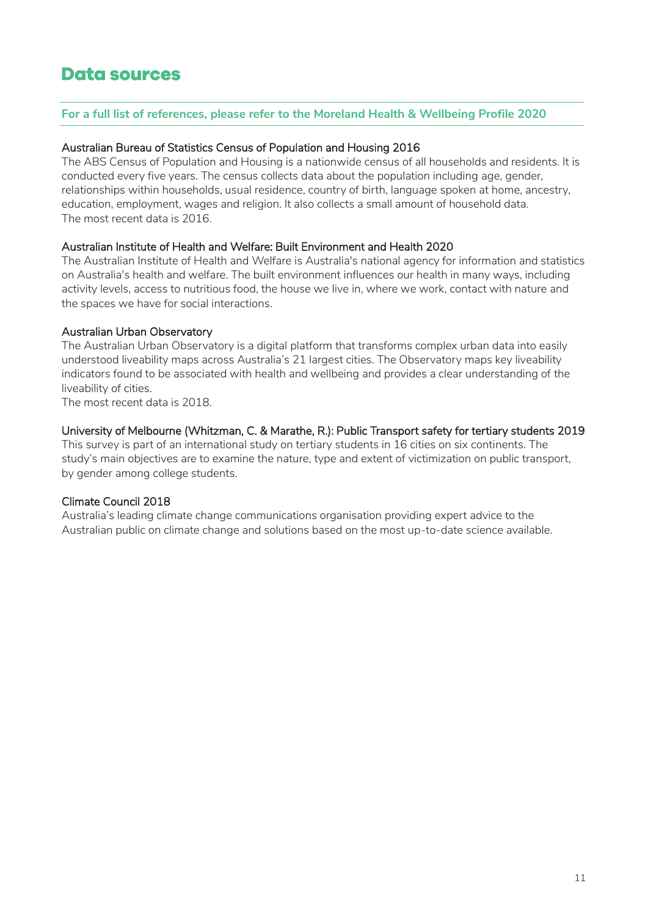# Data sources

**For a full list of references, please refer to the Moreland Health & Wellbeing Profile 2020**

### Australian Bureau of Statistics Census of Population and Housing 2016

The ABS Census of Population and Housing is a nationwide census of all households and residents. It is conducted every five years. The census collects data about the population including age, gender, relationships within households, usual residence, country of birth, language spoken at home, ancestry, education, employment, wages and religion. It also collects a small amount of household data.
The most recent data is 2016.

### Australian Institute of Health and Welfare: Built Environment and Health 2020

The Australian Institute of Health and Welfare is Australia's national agency for information and statistics on Australia's health and welfare. The built environment influences our health in many ways, including activity levels, access to nutritious food, the house we live in, where we work, contact with nature and the spaces we have for social interactions.

### Australian Urban Observatory

The Australian Urban Observatory is a digital platform that transforms complex urban data into easily understood liveability maps across Australia's 21 largest cities. The Observatory maps key liveability indicators found to be associated with health and wellbeing and provides a clear understanding of the liveability of cities.
The most recent data is 2018.

### University of Melbourne (Whitzman, C. & Marathe, R.): Public Transport safety for tertiary students 2019

This survey is part of an international study on tertiary students in 16 cities on six continents. The study's main objectives are to examine the nature, type and extent of victimization on public transport, by gender among college students.

### Climate Council 2018

Australia's leading climate change communications organisation providing expert advice to the Australian public on climate change and solutions based on the most up-to-date science available.